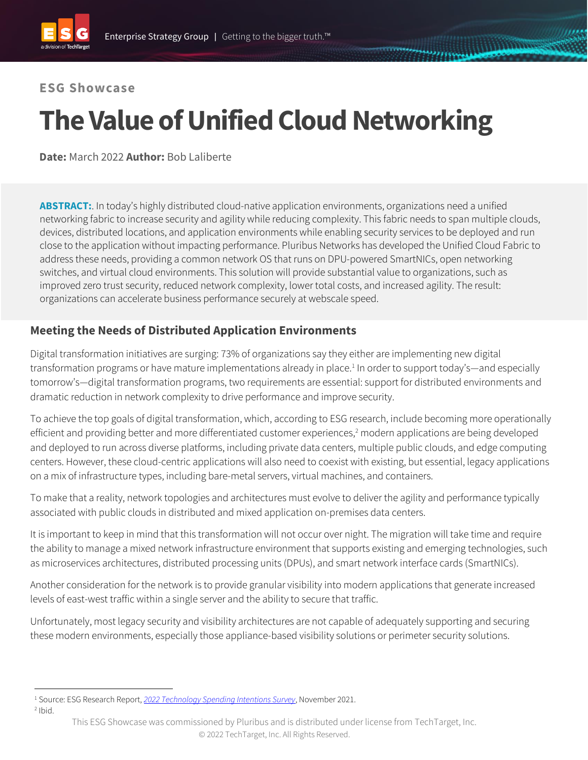**ESG Showcase**

# The Value of Unified Cloud Networking

**Date:** March 2022 **Author:** Bob Laliberte

**ABSTRACT:**. In today's highly distributed cloud-native application environments, organizations need a unified networking fabric to increase security and agility while reducing complexity. This fabric needs to span multiple clouds, devices, distributed locations, and application environments while enabling security services to be deployed and run close to the application without impacting performance. Pluribus Networks has developed the Unified Cloud Fabric to address these needs, providing a common network OS that runs on DPU-powered SmartNICs, open networking switches, and virtual cloud environments. This solution will provide substantial value to organizations, such as improved zero trust security, reduced network complexity, lower total costs, and increased agility. The result: organizations can accelerate business performance securely at webscale speed.

## Meeting the Needs of Distributed Application Environments

Digital transformation initiatives are surging: 73% of organizations say they either are implementing new digital transformation programs or have mature implementations already in place.[1] In order to support today's—and especially tomorrow's—digital transformation programs, two requirements are essential: support for distributed environments and dramatic reduction in network complexity to drive performance and improve security.

To achieve the top goals of digital transformation, which, according to ESG research, include becoming more operationally efficient and providing better and more differentiated customer experiences,[2] modern applications are being developed and deployed to run across diverse platforms, including private data centers, multiple public clouds, and edge computing centers. However, these cloud-centric applications will also need to coexist with existing, but essential, legacy applications on a mix of infrastructure types, including bare-metal servers, virtual machines, and containers.

To make that a reality, network topologies and architectures must evolve to deliver the agility and performance typically associated with public clouds in distributed and mixed application on-premises data centers.

It is important to keep in mind that this transformation will not occur over night. The migration will take time and require the ability to manage a mixed network infrastructure environment that supports existing and emerging technologies, such as microservices architectures, distributed processing units (DPUs), and smart network interface cards (SmartNICs).

Another consideration for the network is to provide granular visibility into modern applications that generate increased levels of east-west traffic within a single server and the ability to secure that traffic.

Unfortunately, most legacy security and visibility architectures are not capable of adequately supporting and securing these modern environments, especially those appliance-based visibility solutions or perimeter security solutions.

---

[1] Source: ESG Research Report, *2022 Technology Spending Intentions Survey*, November 2021.
[2] Ibid.

This ESG Showcase was commissioned by Pluribus and is distributed under license from TechTarget, Inc.
© 2022 TechTarget, Inc. All Rights Reserved.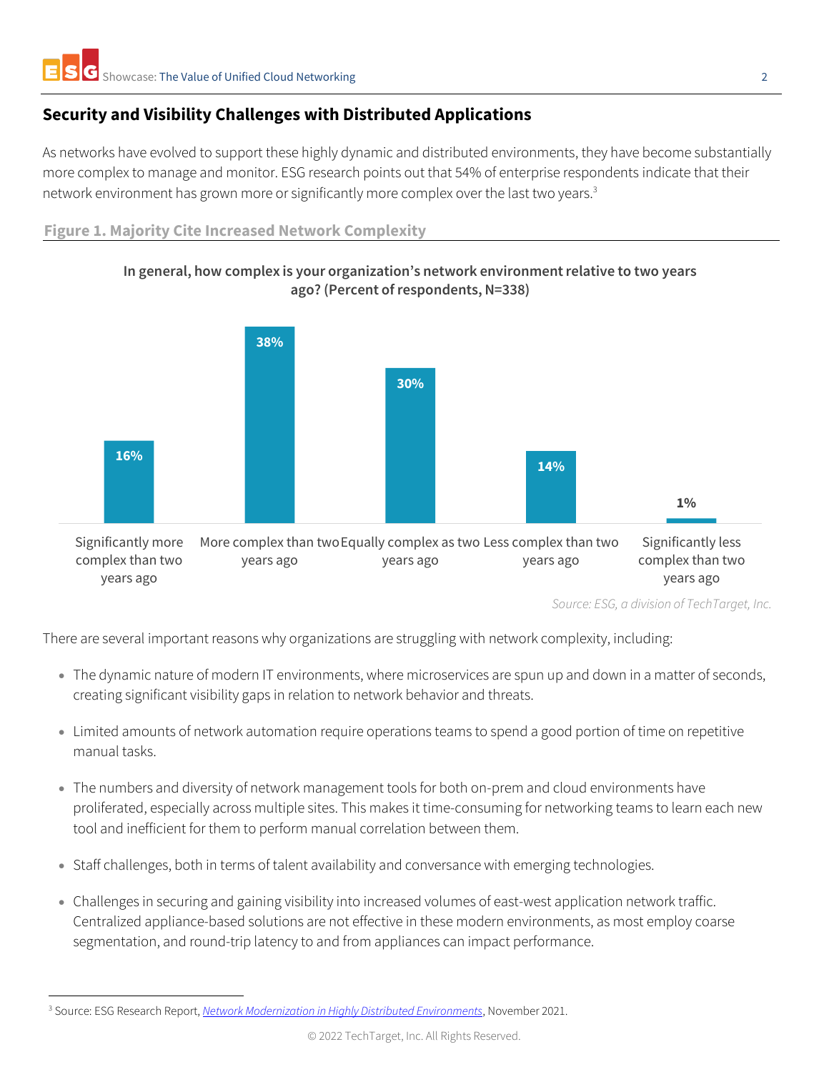## Security and Visibility Challenges with Distributed Applications

As networks have evolved to support these highly dynamic and distributed environments, they have become substantially more complex to manage and monitor. ESG research points out that 54% of enterprise respondents indicate that their network environment has grown more or significantly more complex over the last two years.[3]

**Figure 1. Majority Cite Increased Network Complexity**

**In general, how complex is your organization's network environment relative to two years ago? (Percent of respondents, N=338)**

16%
Significantly more complex than two years ago

38%
More complex than two years ago

30%
Equally complex as two years ago

14%
Less complex than two years ago

1%
Significantly less complex than two years ago

*Source: ESG, a division of TechTarget, Inc.*

There are several important reasons why organizations are struggling with network complexity, including:

- The dynamic nature of modern IT environments, where microservices are spun up and down in a matter of seconds, creating significant visibility gaps in relation to network behavior and threats.
- Limited amounts of network automation require operations teams to spend a good portion of time on repetitive manual tasks.
- The numbers and diversity of network management tools for both on-prem and cloud environments have proliferated, especially across multiple sites. This makes it time-consuming for networking teams to learn each new tool and inefficient for them to perform manual correlation between them.
- Staff challenges, both in terms of talent availability and conversance with emerging technologies.
- Challenges in securing and gaining visibility into increased volumes of east-west application network traffic. Centralized appliance-based solutions are not effective in these modern environments, as most employ coarse segmentation, and round-trip latency to and from appliances can impact performance.

[3] Source: ESG Research Report, *Network Modernization in Highly Distributed Environments*, November 2021.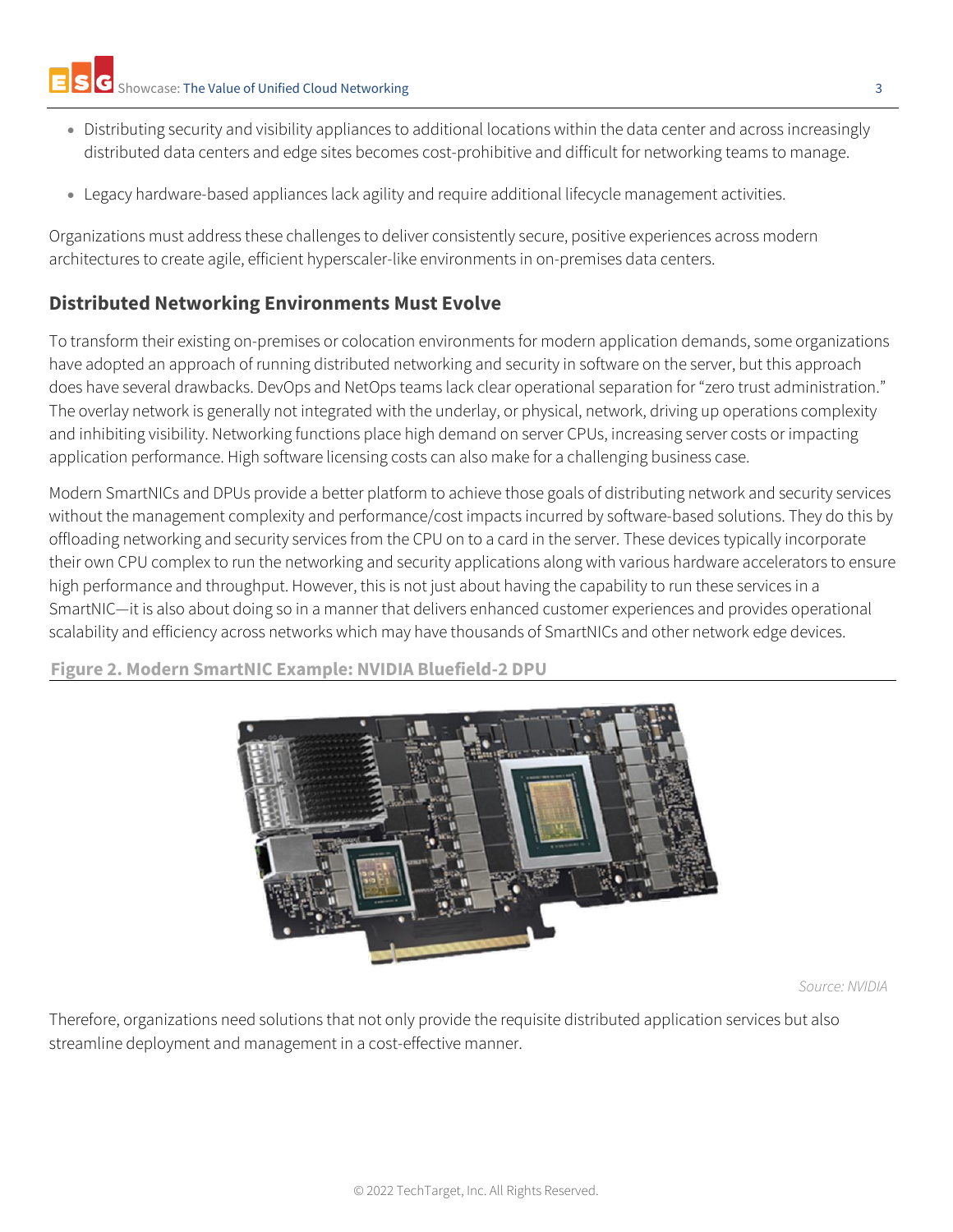- Distributing security and visibility appliances to additional locations within the data center and across increasingly distributed data centers and edge sites becomes cost-prohibitive and difficult for networking teams to manage.
- Legacy hardware-based appliances lack agility and require additional lifecycle management activities.

Organizations must address these challenges to deliver consistently secure, positive experiences across modern architectures to create agile, efficient hyperscaler-like environments in on-premises data centers.

## Distributed Networking Environments Must Evolve

To transform their existing on-premises or colocation environments for modern application demands, some organizations have adopted an approach of running distributed networking and security in software on the server, but this approach does have several drawbacks. DevOps and NetOps teams lack clear operational separation for "zero trust administration." The overlay network is generally not integrated with the underlay, or physical, network, driving up operations complexity and inhibiting visibility. Networking functions place high demand on server CPUs, increasing server costs or impacting application performance. High software licensing costs can also make for a challenging business case.

Modern SmartNICs and DPUs provide a better platform to achieve those goals of distributing network and security services without the management complexity and performance/cost impacts incurred by software-based solutions. They do this by offloading networking and security services from the CPU on to a card in the server. These devices typically incorporate their own CPU complex to run the networking and security applications along with various hardware accelerators to ensure high performance and throughput. However, this is not just about having the capability to run these services in a SmartNIC—it is also about doing so in a manner that delivers enhanced customer experiences and provides operational scalability and efficiency across networks which may have thousands of SmartNICs and other network edge devices.

**Figure 2. Modern SmartNIC Example: NVIDIA Bluefield-2 DPU**

*Source: NVIDIA*

Therefore, organizations need solutions that not only provide the requisite distributed application services but also streamline deployment and management in a cost-effective manner.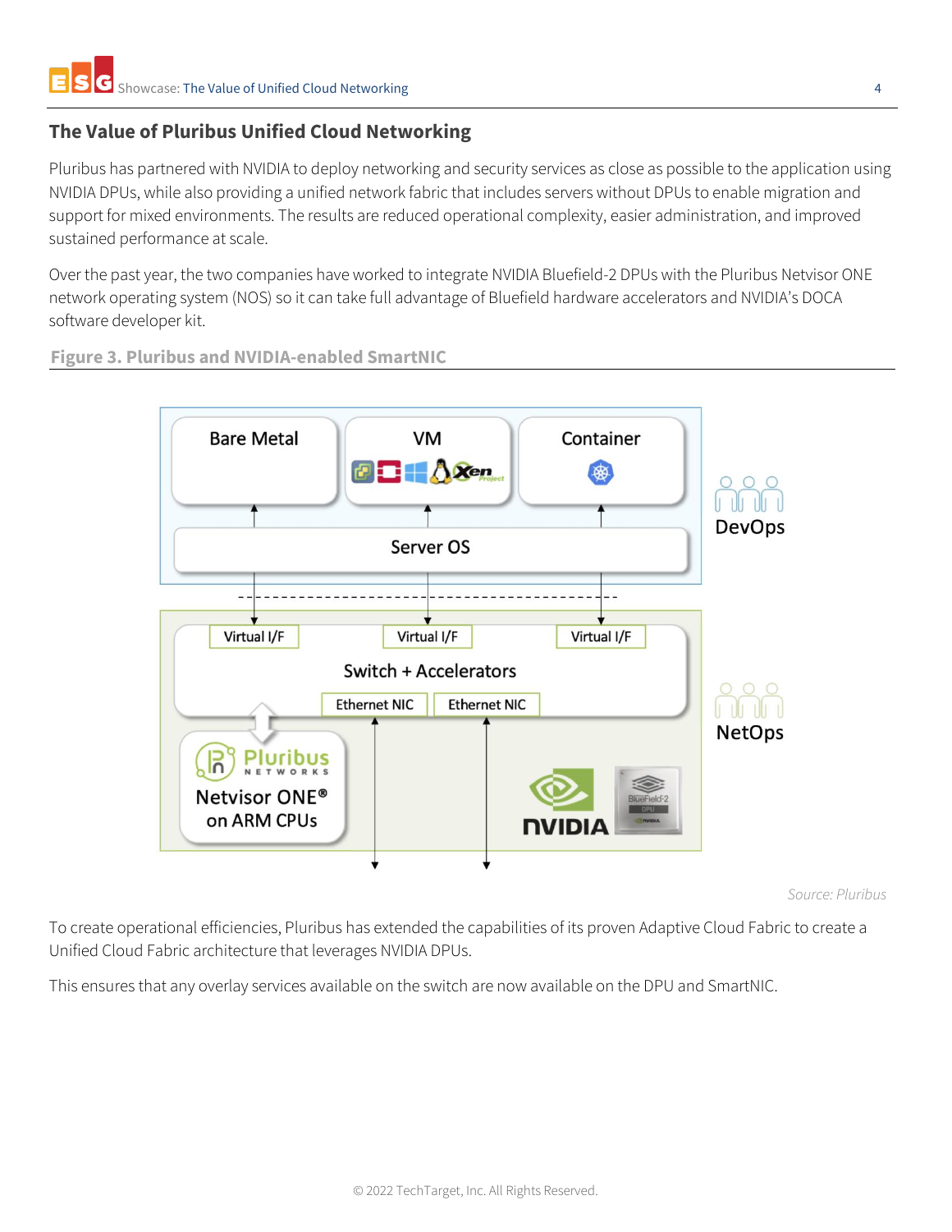## The Value of Pluribus Unified Cloud Networking

Pluribus has partnered with NVIDIA to deploy networking and security services as close as possible to the application using NVIDIA DPUs, while also providing a unified network fabric that includes servers without DPUs to enable migration and support for mixed environments. The results are reduced operational complexity, easier administration, and improved sustained performance at scale.

Over the past year, the two companies have worked to integrate NVIDIA Bluefield-2 DPUs with the Pluribus Netvisor ONE network operating system (NOS) so it can take full advantage of Bluefield hardware accelerators and NVIDIA's DOCA software developer kit.

**Figure 3. Pluribus and NVIDIA-enabled SmartNIC**

Bare Metal
VM
Container
Server OS
DevOps
Virtual I/F
Virtual I/F
Virtual I/F
Switch + Accelerators
Ethernet NIC
Ethernet NIC
Pluribus NETWORKS
Netvisor ONE®
on ARM CPUs
NVIDIA
NetOps

*Source: Pluribus*

To create operational efficiencies, Pluribus has extended the capabilities of its proven Adaptive Cloud Fabric to create a Unified Cloud Fabric architecture that leverages NVIDIA DPUs.

This ensures that any overlay services available on the switch are now available on the DPU and SmartNIC.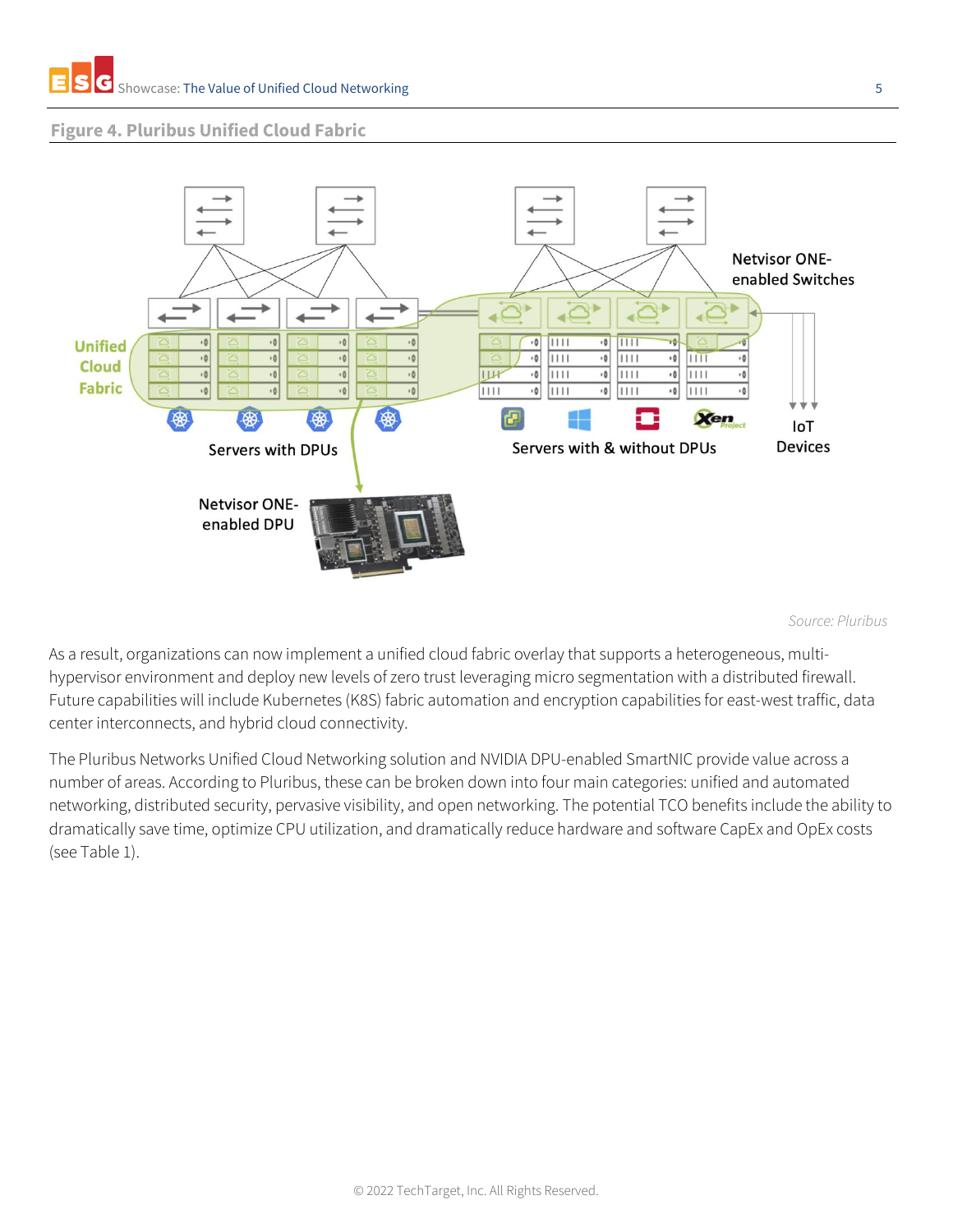**Figure 4. Pluribus Unified Cloud Fabric**

Netvisor ONE-enabled Switches

Unified Cloud Fabric

Servers with DPUs

Servers with & without DPUs

IoT Devices

Netvisor ONE-enabled DPU

*Source: Pluribus*

As a result, organizations can now implement a unified cloud fabric overlay that supports a heterogeneous, multi-hypervisor environment and deploy new levels of zero trust leveraging micro segmentation with a distributed firewall. Future capabilities will include Kubernetes (K8S) fabric automation and encryption capabilities for east-west traffic, data center interconnects, and hybrid cloud connectivity.

The Pluribus Networks Unified Cloud Networking solution and NVIDIA DPU-enabled SmartNIC provide value across a number of areas. According to Pluribus, these can be broken down into four main categories: unified and automated networking, distributed security, pervasive visibility, and open networking. The potential TCO benefits include the ability to dramatically save time, optimize CPU utilization, and dramatically reduce hardware and software CapEx and OpEx costs (see Table 1).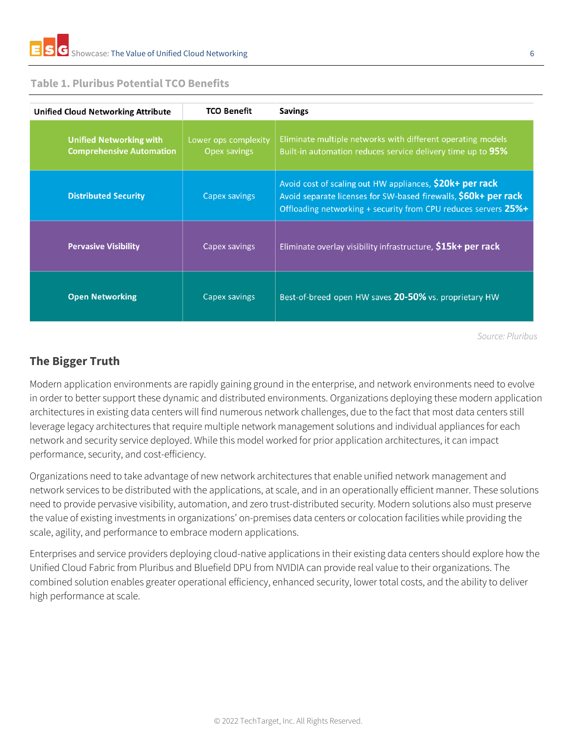**Table 1. Pluribus Potential TCO Benefits**

| Unified Cloud Networking Attribute | TCO Benefit | Savings |
| --- | --- | --- |
| **Unified Networking with Comprehensive Automation** | Lower ops complexity Opex savings | Eliminate multiple networks with different operating models<br>Built-in automation reduces service delivery time up to **95%** |
| **Distributed Security** | Capex savings | Avoid cost of scaling out HW appliances, **$20k+ per rack**<br>Avoid separate licenses for SW-based firewalls, **$60k+ per rack**<br>Offloading networking + security from CPU reduces servers **25%+** |
| **Pervasive Visibility** | Capex savings | Eliminate overlay visibility infrastructure, **$15k+ per rack** |
| **Open Networking** | Capex savings | Best-of-breed open HW saves **20-50%** vs. proprietary HW |

*Source: Pluribus*

## The Bigger Truth

Modern application environments are rapidly gaining ground in the enterprise, and network environments need to evolve in order to better support these dynamic and distributed environments. Organizations deploying these modern application architectures in existing data centers will find numerous network challenges, due to the fact that most data centers still leverage legacy architectures that require multiple network management solutions and individual appliances for each network and security service deployed. While this model worked for prior application architectures, it can impact performance, security, and cost-efficiency.

Organizations need to take advantage of new network architectures that enable unified network management and network services to be distributed with the applications, at scale, and in an operationally efficient manner. These solutions need to provide pervasive visibility, automation, and zero trust-distributed security. Modern solutions also must preserve the value of existing investments in organizations' on-premises data centers or colocation facilities while providing the scale, agility, and performance to embrace modern applications.

Enterprises and service providers deploying cloud-native applications in their existing data centers should explore how the Unified Cloud Fabric from Pluribus and Bluefield DPU from NVIDIA can provide real value to their organizations. The combined solution enables greater operational efficiency, enhanced security, lower total costs, and the ability to deliver high performance at scale.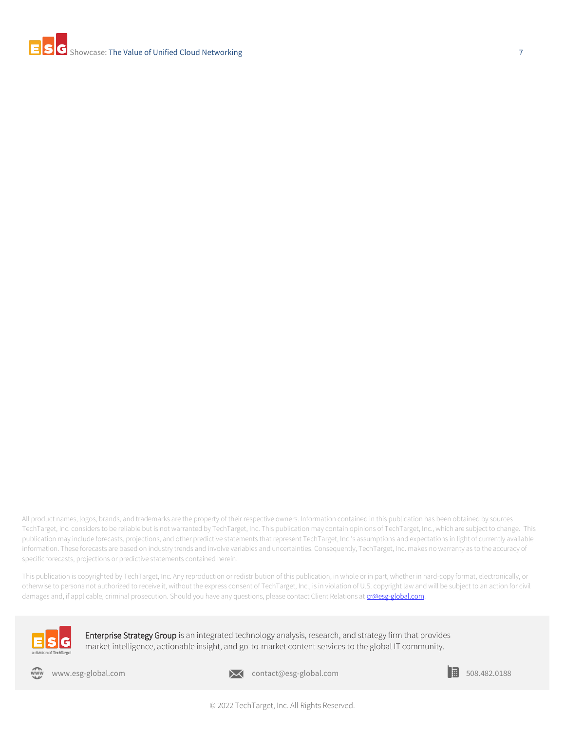All product names, logos, brands, and trademarks are the property of their respective owners. Information contained in this publication has been obtained by sources TechTarget, Inc. considers to be reliable but is not warranted by TechTarget, Inc. This publication may contain opinions of TechTarget, Inc., which are subject to change. This publication may include forecasts, projections, and other predictive statements that represent TechTarget, Inc.'s assumptions and expectations in light of currently available information. These forecasts are based on industry trends and involve variables and uncertainties. Consequently, TechTarget, Inc. makes no warranty as to the accuracy of specific forecasts, projections or predictive statements contained herein.

This publication is copyrighted by TechTarget, Inc. Any reproduction or redistribution of this publication, in whole or in part, whether in hard-copy format, electronically, or otherwise to persons not authorized to receive it, without the express consent of TechTarget, Inc., is in violation of U.S. copyright law and will be subject to an action for civil damages and, if applicable, criminal prosecution. Should you have any questions, please contact Client Relations at cr@esg-global.com.

Enterprise Strategy Group is an integrated technology analysis, research, and strategy firm that provides market intelligence, actionable insight, and go-to-market content services to the global IT community.

www.esg-global.com

contact@esg-global.com

508.482.0188

© 2022 TechTarget, Inc. All Rights Reserved.